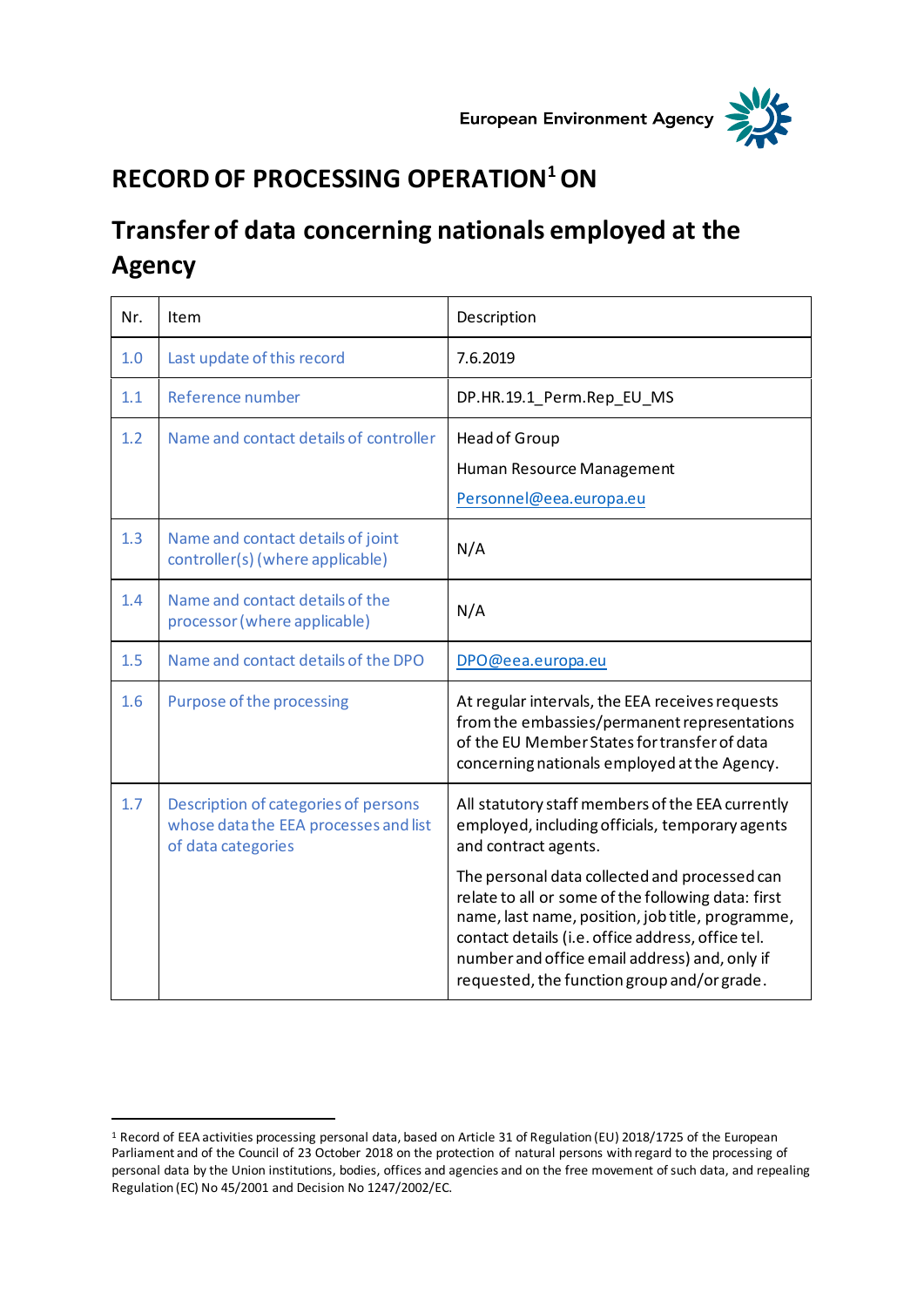European Environment Agency

# RECORD OF PROCESSING OPERATION[1] ON

# Transfer of data concerning nationals employed at the Agency

| Nr. | Item | Description |
|---|---|---|
| 1.0 | Last update of this record | 7.6.2019 |
| 1.1 | Reference number | DP.HR.19.1_Perm.Rep_EU_MS |
| 1.2 | Name and contact details of controller | Head of Group<br>Human Resource Management<br>Personnel@eea.europa.eu |
| 1.3 | Name and contact details of joint controller(s) (where applicable) | N/A |
| 1.4 | Name and contact details of the processor (where applicable) | N/A |
| 1.5 | Name and contact details of the DPO | DPO@eea.europa.eu |
| 1.6 | Purpose of the processing | At regular intervals, the EEA receives requests from the embassies/permanent representations of the EU Member States for transfer of data concerning nationals employed at the Agency. |
| 1.7 | Description of categories of persons whose data the EEA processes and list of data categories | All statutory staff members of the EEA currently employed, including officials, temporary agents and contract agents.<br>The personal data collected and processed can relate to all or some of the following data: first name, last name, position, job title, programme, contact details (i.e. office address, office tel. number and office email address) and, only if requested, the function group and/or grade. |

[1] Record of EEA activities processing personal data, based on Article 31 of Regulation (EU) 2018/1725 of the European Parliament and of the Council of 23 October 2018 on the protection of natural persons with regard to the processing of personal data by the Union institutions, bodies, offices and agencies and on the free movement of such data, and repealing Regulation (EC) No 45/2001 and Decision No 1247/2002/EC.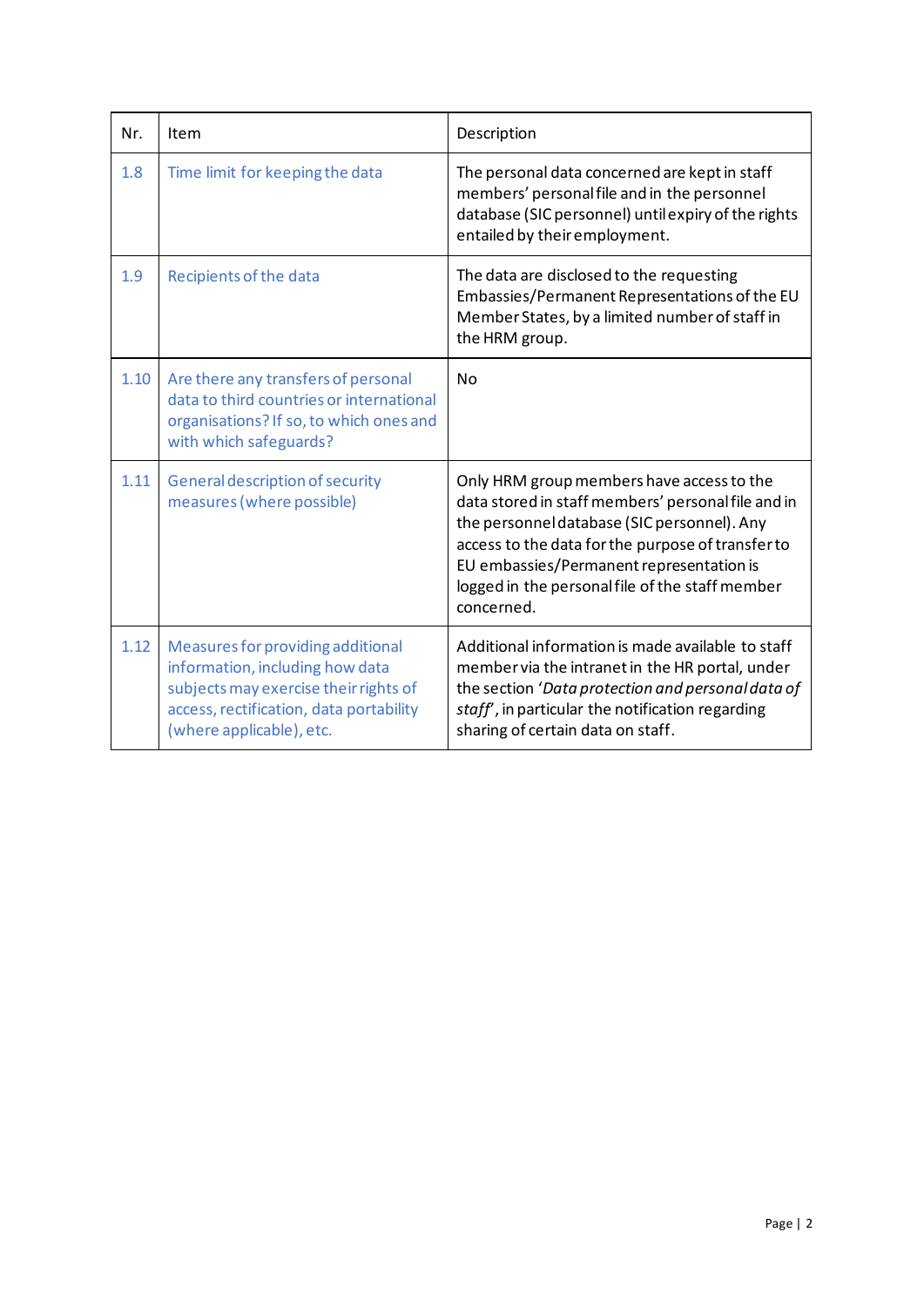| Nr. | Item | Description |
| --- | --- | --- |
| 1.8 | Time limit for keeping the data | The personal data concerned are kept in staff members' personal file and in the personnel database (SIC personnel) until expiry of the rights entailed by their employment. |
| 1.9 | Recipients of the data | The data are disclosed to the requesting Embassies/Permanent Representations of the EU Member States, by a limited number of staff in the HRM group. |
| 1.10 | Are there any transfers of personal data to third countries or international organisations? If so, to which ones and with which safeguards? | No |
| 1.11 | General description of security measures (where possible) | Only HRM group members have access to the data stored in staff members' personal file and in the personnel database (SIC personnel). Any access to the data for the purpose of transfer to EU embassies/Permanent representation is logged in the personal file of the staff member concerned. |
| 1.12 | Measures for providing additional information, including how data subjects may exercise their rights of access, rectification, data portability (where applicable), etc. | Additional information is made available to staff member via the intranet in the HR portal, under the section '*Data protection and personal data of staff*', in particular the notification regarding sharing of certain data on staff. |